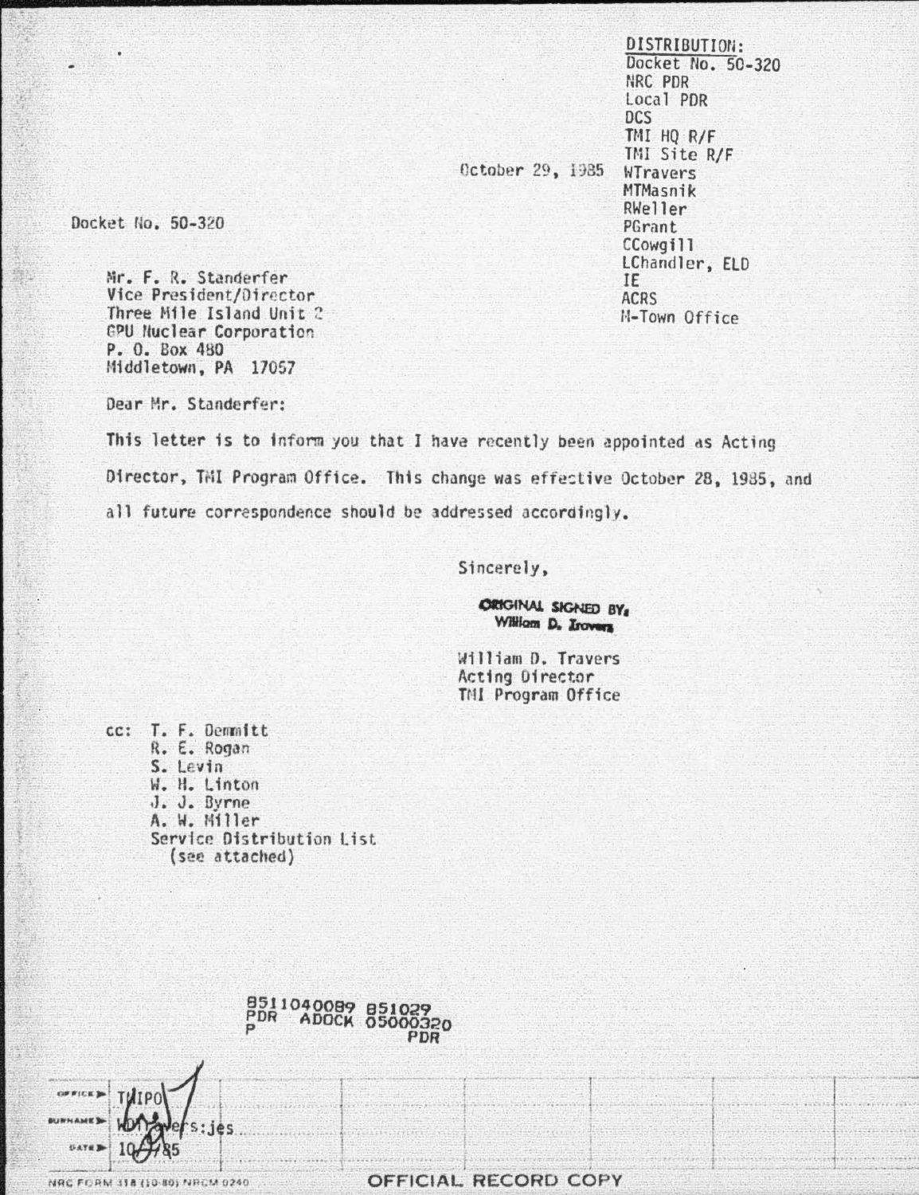DISTRIBUTION:
Docket No. 50-320
NRC PDR
Local PDR
DCS
TMI HQ R/F
TMI Site R/F
WTravers
MTMasnik
RWeller
PGrant
CCowgill
LChandler, ELD
IE
ACRS
M-Town Office

October 29, 1985

Docket No. 50-320

Mr. F. R. Standerfer
Vice President/Director
Three Mile Island Unit 2
GPU Nuclear Corporation
P. O. Box 480
Middletown, PA 17057

Dear Mr. Standerfer:

This letter is to inform you that I have recently been appointed as Acting Director, TMI Program Office. This change was effective October 28, 1985, and all future correspondence should be addressed accordingly.

Sincerely,

ORIGINAL SIGNED BY,
William D. Travers

William D. Travers
Acting Director
TMI Program Office

cc: T. F. Demmitt
R. E. Rogan
S. Levin
W. H. Linton
J. J. Byrne
A. W. Miller
Service Distribution List
(see attached)

8511040089 851029
PDR ADOCK 05000320
P PDR

| OFFICE ▶ | TMIPO | | | | | | |
|---|---|---|---|---|---|---|---|
| SURNAME ▶ | WDTravers:jes | | | | | | |
| DATE ▶ | 10/ /85 | | | | | | |

NRC FORM 318 (10-80) NRCM 0240

OFFICIAL RECORD COPY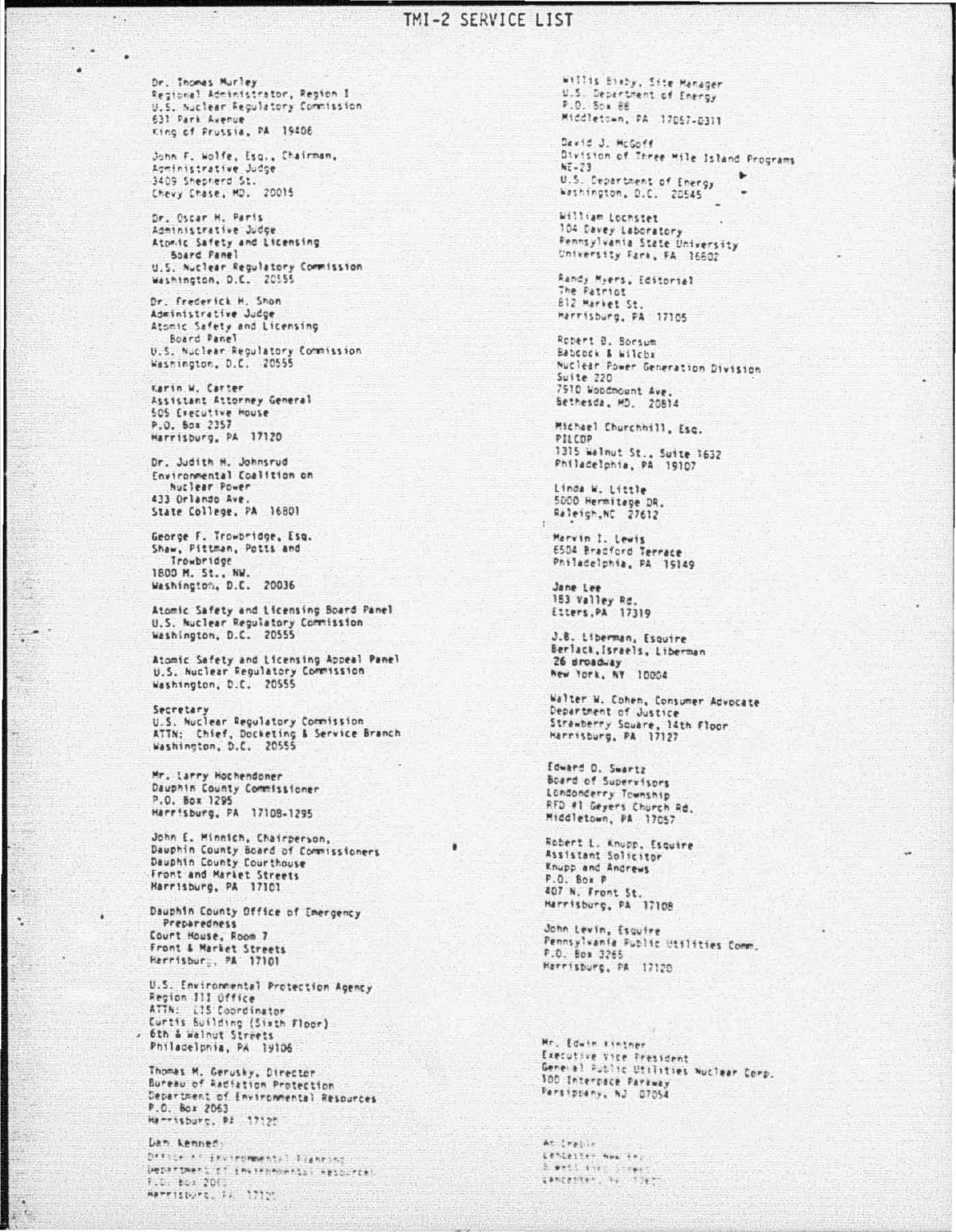# TMI-2 SERVICE LIST

Dr. Thomas Murley
Regional Administrator, Region I
U.S. Nuclear Regulatory Commission
631 Park Avenue
King of Prussia, PA 19406

John F. Wolfe, Esq., Chairman,
Administrative Judge
3409 Shepherd St.
Chevy Chase, MD. 20015

Dr. Oscar H. Paris
Administrative Judge
Atomic Safety and Licensing
Board Panel
U.S. Nuclear Regulatory Commission
Washington, D.C. 20555

Dr. Frederick H. Shon
Administrative Judge
Atomic Safety and Licensing
Board Panel
U.S. Nuclear Regulatory Commission
Washington, D.C. 20555

Karin W. Carter
Assistant Attorney General
505 Executive House
P.O. Box 2357
Harrisburg, PA 17120

Dr. Judith H. Johnsrud
Environmental Coalition on
Nuclear Power
433 Orlando Ave.
State College, PA 16801

George F. Trowbridge, Esq.
Shaw, Pittman, Potts and
Trowbridge
1800 M. St., NW.
Washington, D.C. 20036

Atomic Safety and Licensing Board Panel
U.S. Nuclear Regulatory Commission
Washington, D.C. 20555

Atomic Safety and Licensing Appeal Panel
U.S. Nuclear Regulatory Commission
Washington, D.C. 20555

Secretary
U.S. Nuclear Regulatory Commission
ATTN: Chief, Docketing & Service Branch
Washington, D.C. 20555

Mr. Larry Hochendoner
Dauphin County Commissioner
P.O. Box 1295
Harrisburg, PA 17108-1295

John E. Minnich, Chairperson,
Dauphin County Board of Commissioners
Dauphin County Courthouse
Front and Market Streets
Harrisburg, PA 17101

Dauphin County Office of Emergency
Preparedness
Court House, Room 7
Front & Market Streets
Harrisburg, PA 17101

U.S. Environmental Protection Agency
Region III Office
ATTN: EIS Coordinator
Curtis Building (Sixth Floor)
6th & Walnut Streets
Philadelphia, PA 19106

Thomas M. Gerusky, Director
Bureau of Radiation Protection
Department of Environmental Resources
P.O. Box 2063
Harrisburg, PA 17120

Dan Kennedy
Office of Environmental Planning
Department of Environmental Resources
P.O. Box 2063
Harrisburg, PA 17120

Willis Bixby, Site Manager
U.S. Department of Energy
P.O. Box 88
Middletown, PA 17057-0311

David J. McGoff
Division of Three Mile Island Programs
NE-23
U.S. Department of Energy
Washington, D.C. 20545

William Lochstet
104 Davey Laboratory
Pennsylvania State University
University Park, PA 16802

Randy Myers, Editorial
The Patriot
812 Market St.
Harrisburg, PA 17105

Robert B. Borsum
Babcock & Wilcox
Nuclear Power Generation Division
Suite 220
7910 Woodmount Ave.
Bethesda, MD. 20814

Michael Churchhill, Esq.
PILCOP
1315 Walnut St., Suite 1632
Philadelphia, PA 19107

Linda W. Little
5000 Hermitage DR.
Raleigh,NC 27612

Marvin I. Lewis
6504 Bradford Terrace
Philadelphia, PA 19149

Jane Lee
183 Valley Rd.
Etters,PA 17319

J.B. Liberman, Esquire
Berlack,Israels, Liberman
26 Broadway
New York, NY 10004

Walter W. Cohen, Consumer Advocate
Department of Justice
Strawberry Square, 14th Floor
Harrisburg, PA 17127

Edward O. Swartz
Board of Supervisors
Londonderry Township
RFD #1 Geyers Church Rd.
Middletown, PA 17057

Robert L. Knupp, Esquire
Assistant Solicitor
Knupp and Andrews
P.O. Box P
407 N. Front St.
Harrisburg, PA 17108

John Levin, Esquire
Pennsylvania Public Utilities Comm.
P.O. Box 3265
Harrisburg, PA 17120

Mr. Edwin Kintner
Executive Vice President
General Public Utilities Nuclear Corp.
100 Interpace Parkway
Parsippany, NJ 07054

Ad Crable
Lancaster New Era
8 West King Street
Lancaster, PA 17603